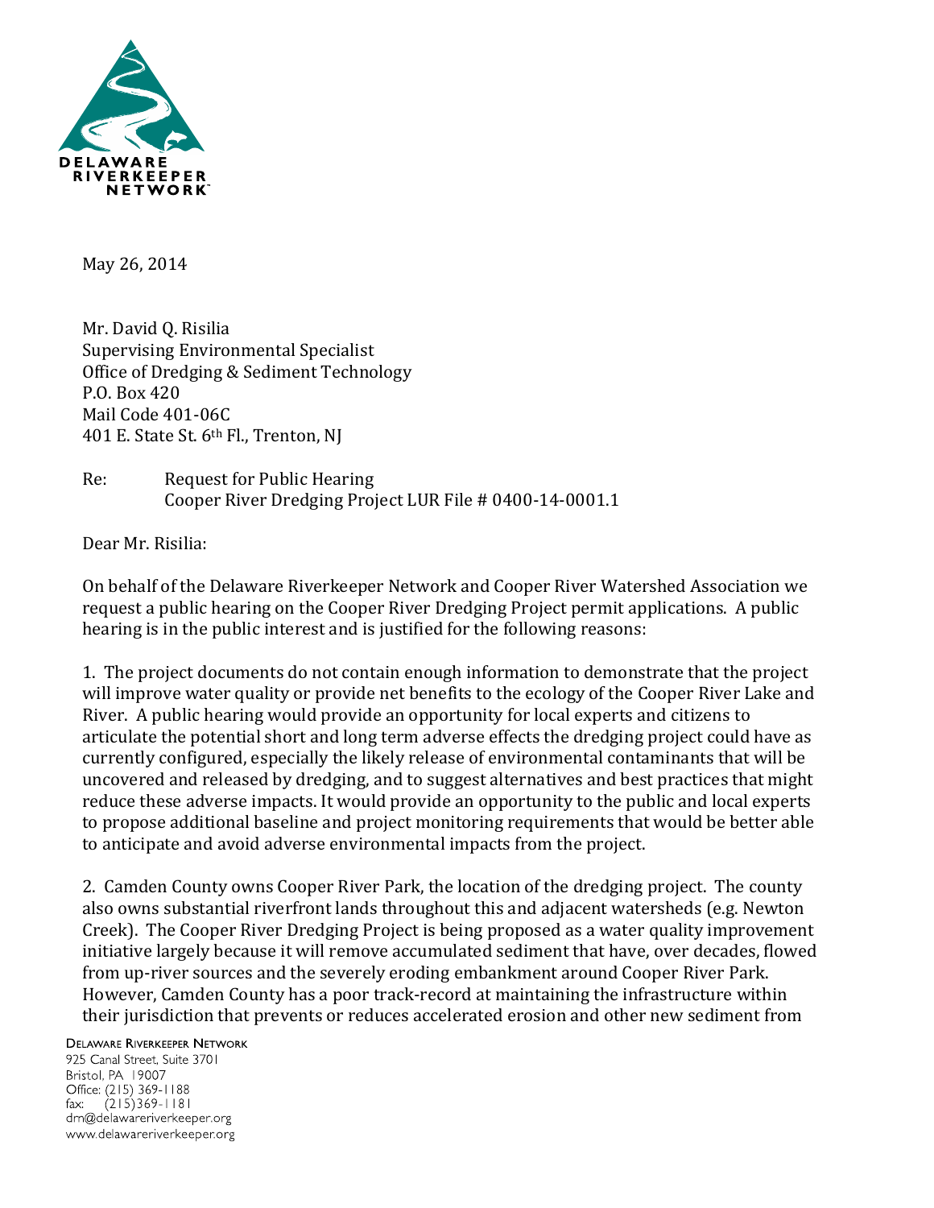May 26, 2014

Mr. David Q. Risilia
Supervising Environmental Specialist
Office of Dredging & Sediment Technology
P.O. Box 420
Mail Code 401-06C
401 E. State St. 6th Fl., Trenton, NJ

Re: Request for Public Hearing
Cooper River Dredging Project LUR File # 0400-14-0001.1

Dear Mr. Risilia:

On behalf of the Delaware Riverkeeper Network and Cooper River Watershed Association we request a public hearing on the Cooper River Dredging Project permit applications. A public hearing is in the public interest and is justified for the following reasons:

1. The project documents do not contain enough information to demonstrate that the project will improve water quality or provide net benefits to the ecology of the Cooper River Lake and River. A public hearing would provide an opportunity for local experts and citizens to articulate the potential short and long term adverse effects the dredging project could have as currently configured, especially the likely release of environmental contaminants that will be uncovered and released by dredging, and to suggest alternatives and best practices that might reduce these adverse impacts. It would provide an opportunity to the public and local experts to propose additional baseline and project monitoring requirements that would be better able to anticipate and avoid adverse environmental impacts from the project.

2. Camden County owns Cooper River Park, the location of the dredging project. The county also owns substantial riverfront lands throughout this and adjacent watersheds (e.g. Newton Creek). The Cooper River Dredging Project is being proposed as a water quality improvement initiative largely because it will remove accumulated sediment that have, over decades, flowed from up-river sources and the severely eroding embankment around Cooper River Park. However, Camden County has a poor track-record at maintaining the infrastructure within their jurisdiction that prevents or reduces accelerated erosion and other new sediment from

Delaware Riverkeeper Network
925 Canal Street, Suite 3701
Bristol, PA 19007
Office: (215) 369-1188
fax: (215)369-1181
drn@delawareriverkeeper.org
www.delawareriverkeeper.org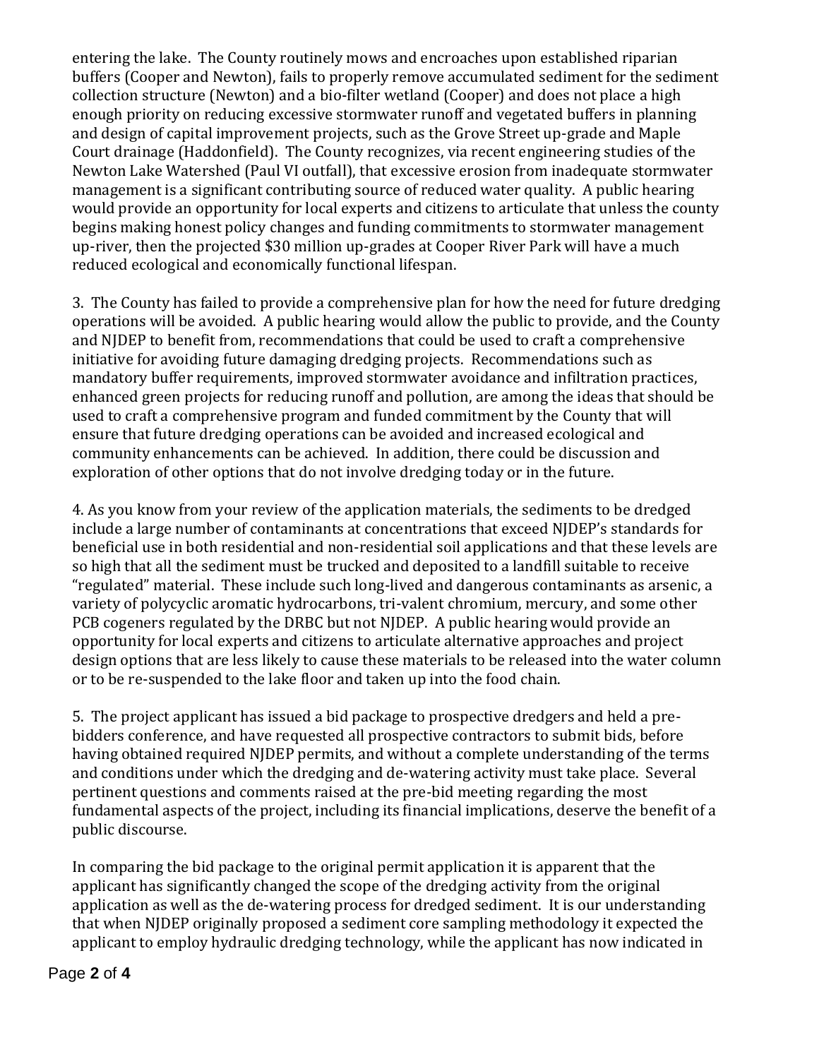entering the lake. The County routinely mows and encroaches upon established riparian buffers (Cooper and Newton), fails to properly remove accumulated sediment for the sediment collection structure (Newton) and a bio-filter wetland (Cooper) and does not place a high enough priority on reducing excessive stormwater runoff and vegetated buffers in planning and design of capital improvement projects, such as the Grove Street up-grade and Maple Court drainage (Haddonfield). The County recognizes, via recent engineering studies of the Newton Lake Watershed (Paul VI outfall), that excessive erosion from inadequate stormwater management is a significant contributing source of reduced water quality. A public hearing would provide an opportunity for local experts and citizens to articulate that unless the county begins making honest policy changes and funding commitments to stormwater management up-river, then the projected $30 million up-grades at Cooper River Park will have a much reduced ecological and economically functional lifespan.

3. The County has failed to provide a comprehensive plan for how the need for future dredging operations will be avoided. A public hearing would allow the public to provide, and the County and NJDEP to benefit from, recommendations that could be used to craft a comprehensive initiative for avoiding future damaging dredging projects. Recommendations such as mandatory buffer requirements, improved stormwater avoidance and infiltration practices, enhanced green projects for reducing runoff and pollution, are among the ideas that should be used to craft a comprehensive program and funded commitment by the County that will ensure that future dredging operations can be avoided and increased ecological and community enhancements can be achieved. In addition, there could be discussion and exploration of other options that do not involve dredging today or in the future.

4. As you know from your review of the application materials, the sediments to be dredged include a large number of contaminants at concentrations that exceed NJDEP's standards for beneficial use in both residential and non-residential soil applications and that these levels are so high that all the sediment must be trucked and deposited to a landfill suitable to receive "regulated" material. These include such long-lived and dangerous contaminants as arsenic, a variety of polycyclic aromatic hydrocarbons, tri-valent chromium, mercury, and some other PCB cogeners regulated by the DRBC but not NJDEP. A public hearing would provide an opportunity for local experts and citizens to articulate alternative approaches and project design options that are less likely to cause these materials to be released into the water column or to be re-suspended to the lake floor and taken up into the food chain.

5. The project applicant has issued a bid package to prospective dredgers and held a pre-bidders conference, and have requested all prospective contractors to submit bids, before having obtained required NJDEP permits, and without a complete understanding of the terms and conditions under which the dredging and de-watering activity must take place. Several pertinent questions and comments raised at the pre-bid meeting regarding the most fundamental aspects of the project, including its financial implications, deserve the benefit of a public discourse.

In comparing the bid package to the original permit application it is apparent that the applicant has significantly changed the scope of the dredging activity from the original application as well as the de-watering process for dredged sediment. It is our understanding that when NJDEP originally proposed a sediment core sampling methodology it expected the applicant to employ hydraulic dredging technology, while the applicant has now indicated in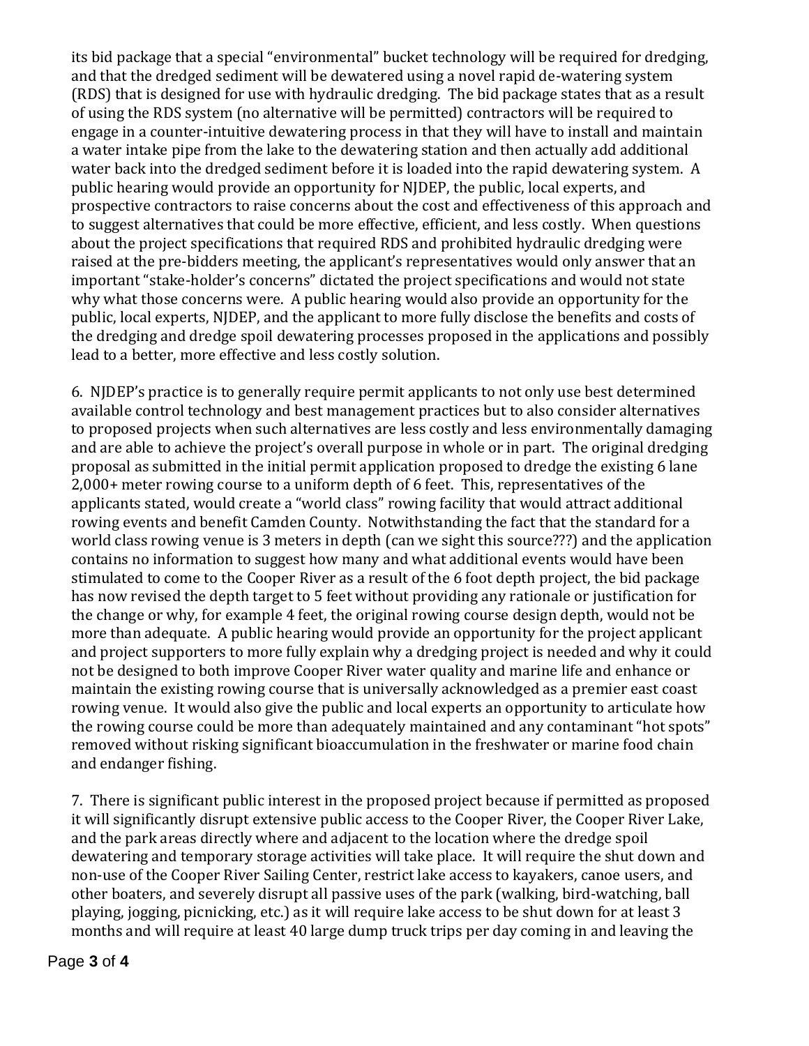its bid package that a special "environmental" bucket technology will be required for dredging, and that the dredged sediment will be dewatered using a novel rapid de-watering system (RDS) that is designed for use with hydraulic dredging. The bid package states that as a result of using the RDS system (no alternative will be permitted) contractors will be required to engage in a counter-intuitive dewatering process in that they will have to install and maintain a water intake pipe from the lake to the dewatering station and then actually add additional water back into the dredged sediment before it is loaded into the rapid dewatering system. A public hearing would provide an opportunity for NJDEP, the public, local experts, and prospective contractors to raise concerns about the cost and effectiveness of this approach and to suggest alternatives that could be more effective, efficient, and less costly. When questions about the project specifications that required RDS and prohibited hydraulic dredging were raised at the pre-bidders meeting, the applicant's representatives would only answer that an important "stake-holder's concerns" dictated the project specifications and would not state why what those concerns were. A public hearing would also provide an opportunity for the public, local experts, NJDEP, and the applicant to more fully disclose the benefits and costs of the dredging and dredge spoil dewatering processes proposed in the applications and possibly lead to a better, more effective and less costly solution.

6. NJDEP's practice is to generally require permit applicants to not only use best determined available control technology and best management practices but to also consider alternatives to proposed projects when such alternatives are less costly and less environmentally damaging and are able to achieve the project's overall purpose in whole or in part. The original dredging proposal as submitted in the initial permit application proposed to dredge the existing 6 lane 2,000+ meter rowing course to a uniform depth of 6 feet. This, representatives of the applicants stated, would create a "world class" rowing facility that would attract additional rowing events and benefit Camden County. Notwithstanding the fact that the standard for a world class rowing venue is 3 meters in depth (can we sight this source???) and the application contains no information to suggest how many and what additional events would have been stimulated to come to the Cooper River as a result of the 6 foot depth project, the bid package has now revised the depth target to 5 feet without providing any rationale or justification for the change or why, for example 4 feet, the original rowing course design depth, would not be more than adequate. A public hearing would provide an opportunity for the project applicant and project supporters to more fully explain why a dredging project is needed and why it could not be designed to both improve Cooper River water quality and marine life and enhance or maintain the existing rowing course that is universally acknowledged as a premier east coast rowing venue. It would also give the public and local experts an opportunity to articulate how the rowing course could be more than adequately maintained and any contaminant "hot spots" removed without risking significant bioaccumulation in the freshwater or marine food chain and endanger fishing.

7. There is significant public interest in the proposed project because if permitted as proposed it will significantly disrupt extensive public access to the Cooper River, the Cooper River Lake, and the park areas directly where and adjacent to the location where the dredge spoil dewatering and temporary storage activities will take place. It will require the shut down and non-use of the Cooper River Sailing Center, restrict lake access to kayakers, canoe users, and other boaters, and severely disrupt all passive uses of the park (walking, bird-watching, ball playing, jogging, picnicking, etc.) as it will require lake access to be shut down for at least 3 months and will require at least 40 large dump truck trips per day coming in and leaving the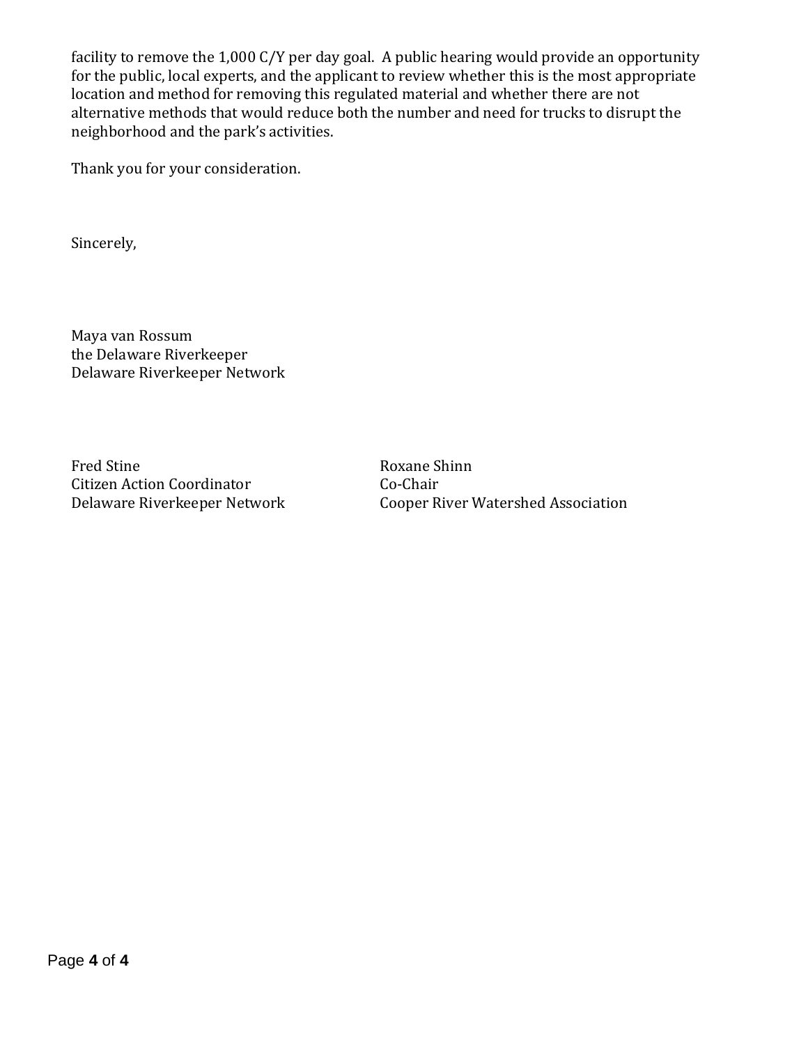facility to remove the 1,000 C/Y per day goal. A public hearing would provide an opportunity for the public, local experts, and the applicant to review whether this is the most appropriate location and method for removing this regulated material and whether there are not alternative methods that would reduce both the number and need for trucks to disrupt the neighborhood and the park's activities.

Thank you for your consideration.

Sincerely,

Maya van Rossum
the Delaware Riverkeeper
Delaware Riverkeeper Network

Fred Stine
Citizen Action Coordinator
Delaware Riverkeeper Network

Roxane Shinn
Co-Chair
Cooper River Watershed Association